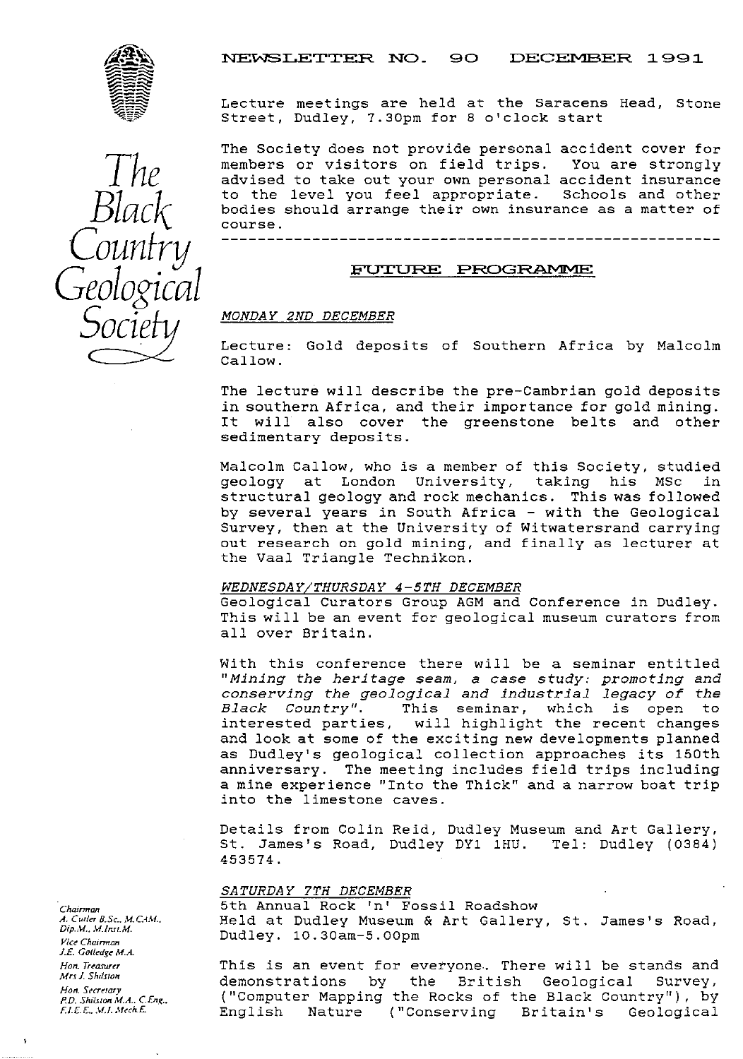# NEWSLETTER NO. 90 DECEMBER 1991

*The Black Country Geological Society*

Lecture meetings are held at the Saracens Head, Stone Street, Dudley, 7.30pm for 8 o'clock start

The Society does not provide personal accident cover for members or visitors on field trips. You are strongly advised to take out your own personal accident insurance to the level you feel appropriate. Schools and other bodies should arrange their own insurance as a matter of course.

---

## FUTURE PROGRAMME

*MONDAY 2ND DECEMBER*

Lecture: Gold deposits of Southern Africa by Malcolm Callow.

The lecture will describe the pre-Cambrian gold deposits in southern Africa, and their importance for gold mining. It will also cover the greenstone belts and other sedimentary deposits.

Malcolm Callow, who is a member of this Society, studied geology at London University, taking his MSc in structural geology and rock mechanics. This was followed by several years in South Africa - with the Geological Survey, then at the University of Witwatersrand carrying out research on gold mining, and finally as lecturer at the Vaal Triangle Technikon.

*WEDNESDAY/THURSDAY 4-5TH DECEMBER*

Geological Curators Group AGM and Conference in Dudley. This will be an event for geological museum curators from all over Britain.

With this conference there will be a seminar entitled "*Mining the heritage seam, a case study: promoting and conserving the geological and industrial legacy of the Black Country*". This seminar, which is open to interested parties, will highlight the recent changes and look at some of the exciting new developments planned as Dudley's geological collection approaches its 150th anniversary. The meeting includes field trips including a mine experience "Into the Thick" and a narrow boat trip into the limestone caves.

Details from Colin Reid, Dudley Museum and Art Gallery, St. James's Road, Dudley DY1 1HU. Tel: Dudley (0384) 453574.

*SATURDAY 7TH DECEMBER*

5th Annual Rock 'n' Fossil Roadshow
Held at Dudley Museum & Art Gallery, St. James's Road, Dudley. 10.30am-5.00pm

This is an event for everyone. There will be stands and demonstrations by the British Geological Survey, ("Computer Mapping the Rocks of the Black Country"), by English Nature ("Conserving Britain's Geological

*Chairman*
A. Cutler B.Sc., M.CAM., Dip.M., M.Inst.M.
*Vice Chairman*
J.E. Golledge M.A.
*Hon. Treasurer*
Mrs J. Shilston
*Hon. Secretary*
P.D. Shilston M.A., C.Eng., F.I.E.E., M.I.Mech.E.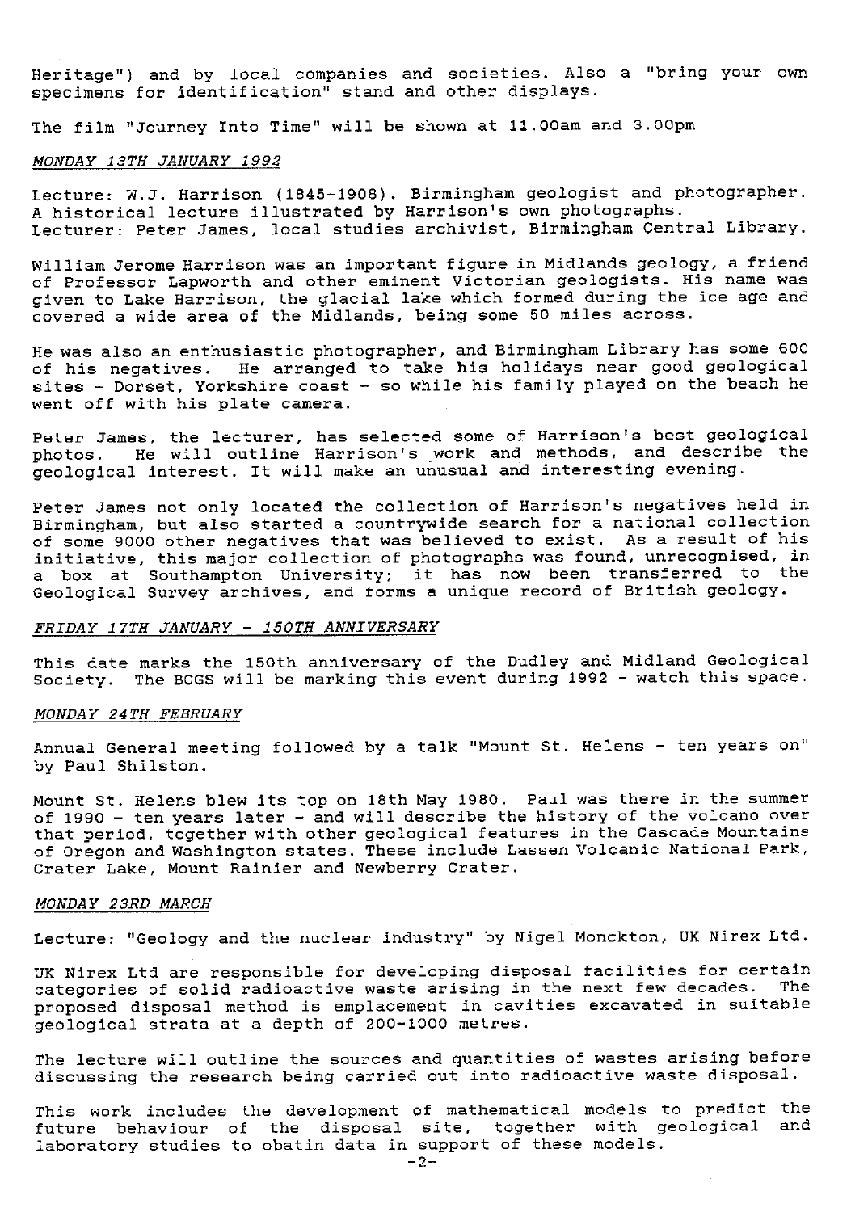Heritage") and by local companies and societies. Also a "bring your own specimens for identification" stand and other displays.

The film "Journey Into Time" will be shown at 11.00am and 3.00pm

*MONDAY 13TH JANUARY 1992*

Lecture: W.J. Harrison (1845-1908). Birmingham geologist and photographer. A historical lecture illustrated by Harrison's own photographs.
Lecturer: Peter James, local studies archivist, Birmingham Central Library.

William Jerome Harrison was an important figure in Midlands geology, a friend of Professor Lapworth and other eminent Victorian geologists. His name was given to Lake Harrison, the glacial lake which formed during the ice age and covered a wide area of the Midlands, being some 50 miles across.

He was also an enthusiastic photographer, and Birmingham Library has some 600 of his negatives. He arranged to take his holidays near good geological sites - Dorset, Yorkshire coast - so while his family played on the beach he went off with his plate camera.

Peter James, the lecturer, has selected some of Harrison's best geological photos. He will outline Harrison's work and methods, and describe the geological interest. It will make an unusual and interesting evening.

Peter James not only located the collection of Harrison's negatives held in Birmingham, but also started a countrywide search for a national collection of some 9000 other negatives that was believed to exist. As a result of his initiative, this major collection of photographs was found, unrecognised, in a box at Southampton University; it has now been transferred to the Geological Survey archives, and forms a unique record of British geology.

*FRIDAY 17TH JANUARY - 150TH ANNIVERSARY*

This date marks the 150th anniversary of the Dudley and Midland Geological Society. The BCGS will be marking this event during 1992 - watch this space.

*MONDAY 24TH FEBRUARY*

Annual General meeting followed by a talk "Mount St. Helens - ten years on" by Paul Shilston.

Mount St. Helens blew its top on 18th May 1980. Paul was there in the summer of 1990 - ten years later - and will describe the history of the volcano over that period, together with other geological features in the Cascade Mountains of Oregon and Washington states. These include Lassen Volcanic National Park, Crater Lake, Mount Rainier and Newberry Crater.

*MONDAY 23RD MARCH*

Lecture: "Geology and the nuclear industry" by Nigel Monckton, UK Nirex Ltd.

UK Nirex Ltd are responsible for developing disposal facilities for certain categories of solid radioactive waste arising in the next few decades. The proposed disposal method is emplacement in cavities excavated in suitable geological strata at a depth of 200-1000 metres.

The lecture will outline the sources and quantities of wastes arising before discussing the research being carried out into radioactive waste disposal.

This work includes the development of mathematical models to predict the future behaviour of the disposal site, together with geological and laboratory studies to obatin data in support of these models.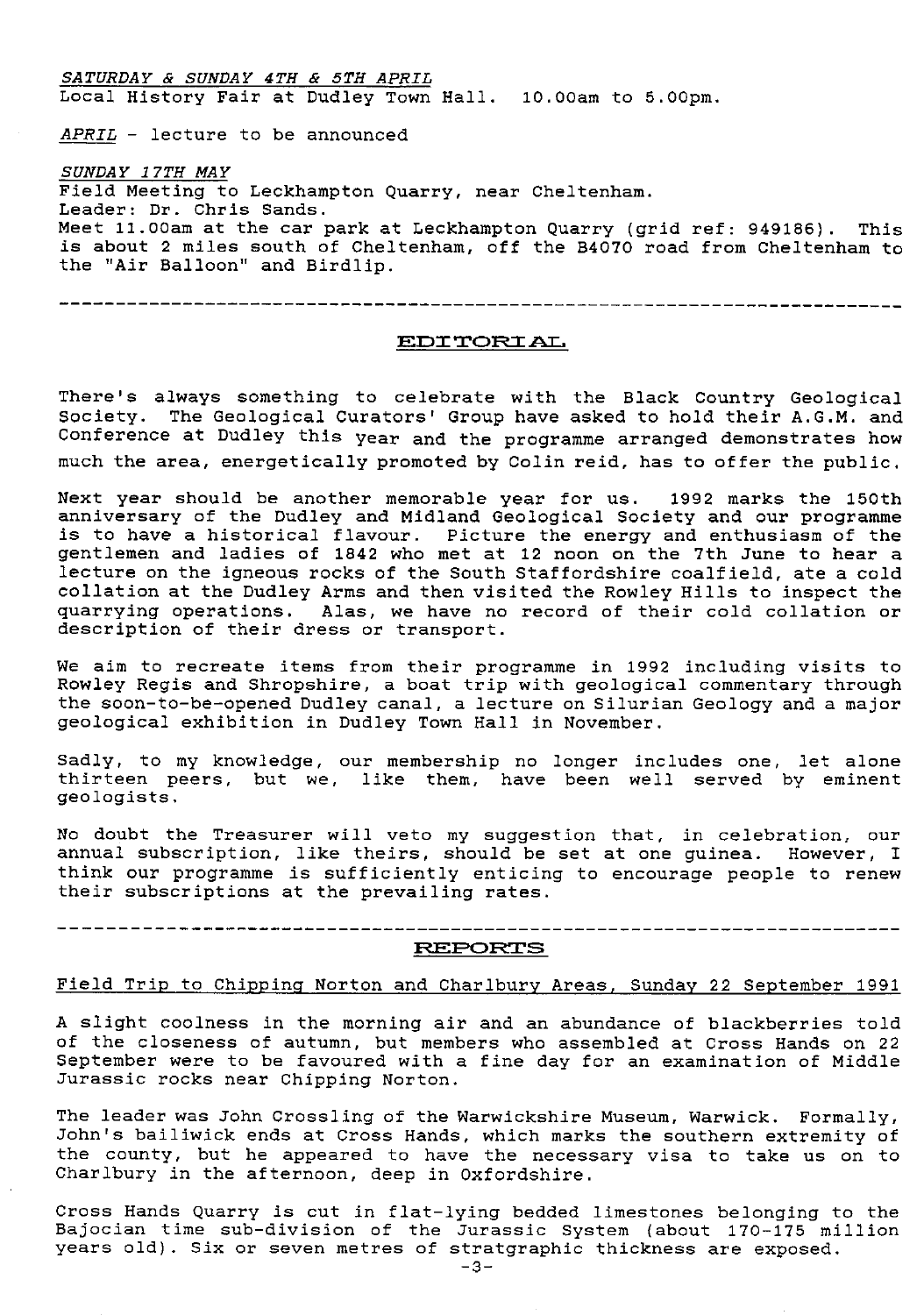*SATURDAY & SUNDAY 4TH & 5TH APRIL*
Local History Fair at Dudley Town Hall. 10.00am to 5.00pm.

*APRIL* - lecture to be announced

*SUNDAY 17TH MAY*
Field Meeting to Leckhampton Quarry, near Cheltenham.
Leader: Dr. Chris Sands.
Meet 11.00am at the car park at Leckhampton Quarry (grid ref: 949186). This is about 2 miles south of Cheltenham, off the B4070 road from Cheltenham to the "Air Balloon" and Birdlip.

---

## EDITORIAL

There's always something to celebrate with the Black Country Geological Society. The Geological Curators' Group have asked to hold their A.G.M. and Conference at Dudley this year and the programme arranged demonstrates how much the area, energetically promoted by Colin reid, has to offer the public.

Next year should be another memorable year for us. 1992 marks the 150th anniversary of the Dudley and Midland Geological Society and our programme is to have a historical flavour. Picture the energy and enthusiasm of the gentlemen and ladies of 1842 who met at 12 noon on the 7th June to hear a lecture on the igneous rocks of the South Staffordshire coalfield, ate a cold collation at the Dudley Arms and then visited the Rowley Hills to inspect the quarrying operations. Alas, we have no record of their cold collation or description of their dress or transport.

We aim to recreate items from their programme in 1992 including visits to Rowley Regis and Shropshire, a boat trip with geological commentary through the soon-to-be-opened Dudley canal, a lecture on Silurian Geology and a major geological exhibition in Dudley Town Hall in November.

Sadly, to my knowledge, our membership no longer includes one, let alone thirteen peers, but we, like them, have been well served by eminent geologists.

No doubt the Treasurer will veto my suggestion that, in celebration, our annual subscription, like theirs, should be set at one guinea. However, I think our programme is sufficiently enticing to encourage people to renew their subscriptions at the prevailing rates.

---

## REPORTS

Field Trip to Chipping Norton and Charlbury Areas, Sunday 22 September 1991

A slight coolness in the morning air and an abundance of blackberries told of the closeness of autumn, but members who assembled at Cross Hands on 22 September were to be favoured with a fine day for an examination of Middle Jurassic rocks near Chipping Norton.

The leader was John Crossling of the Warwickshire Museum, Warwick. Formally, John's bailiwick ends at Cross Hands, which marks the southern extremity of the county, but he appeared to have the necessary visa to take us on to Charlbury in the afternoon, deep in Oxfordshire.

Cross Hands Quarry is cut in flat-lying bedded limestones belonging to the Bajocian time sub-division of the Jurassic System (about 170-175 million years old). Six or seven metres of stratgraphic thickness are exposed.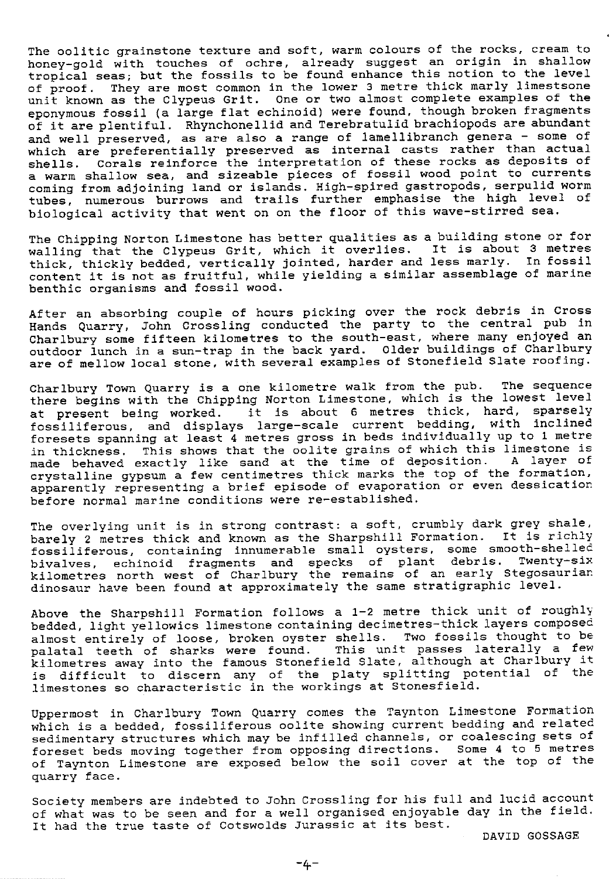The oolitic grainstone texture and soft, warm colours of the rocks, cream to honey-gold with touches of ochre, already suggest an origin in shallow tropical seas; but the fossils to be found enhance this notion to the level of proof. They are most common in the lower 3 metre thick marly limestone unit known as the Clypeus Grit. One or two almost complete examples of the eponymous fossil (a large flat echinoid) were found, though broken fragments of it are plentiful. Rhynchonellid and Terebratulid brachiopods are abundant and well preserved, as are also a range of lamellibranch genera - some of which are preferentially preserved as internal casts rather than actual shells. Corals reinforce the interpretation of these rocks as deposits of a warm shallow sea, and sizeable pieces of fossil wood point to currents coming from adjoining land or islands. High-spired gastropods, serpulid worm tubes, numerous burrows and trails further emphasise the high level of biological activity that went on on the floor of this wave-stirred sea.

The Chipping Norton Limestone has better qualities as a building stone or for walling that the Clypeus Grit, which it overlies. It is about 3 metres thick, thickly bedded, vertically jointed, harder and less marly. In fossil content it is not as fruitful, while yielding a similar assemblage of marine benthic organisms and fossil wood.

After an absorbing couple of hours picking over the rock debris in Cross Hands Quarry, John Crossling conducted the party to the central pub in Charlbury some fifteen kilometres to the south-east, where many enjoyed an outdoor lunch in a sun-trap in the back yard. Older buildings of Charlbury are of mellow local stone, with several examples of Stonefield Slate roofing.

Charlbury Town Quarry is a one kilometre walk from the pub. The sequence there begins with the Chipping Norton Limestone, which is the lowest level at present being worked. it is about 6 metres thick, hard, sparsely fossiliferous, and displays large-scale current bedding, with inclined foresets spanning at least 4 metres gross in beds individually up to 1 metre in thickness. This shows that the oolite grains of which this limestone is made behaved exactly like sand at the time of deposition. A layer of crystalline gypsum a few centimetres thick marks the top of the formation, apparently representing a brief episode of evaporation or even dessication before normal marine conditions were re-established.

The overlying unit is in strong contrast: a soft, crumbly dark grey shale, barely 2 metres thick and known as the Sharpshill Formation. It is richly fossiliferous, containing innumerable small oysters, some smooth-shelled bivalves, echinoid fragments and specks of plant debris. Twenty-six kilometres north west of Charlbury the remains of an early Stegosaurian dinosaur have been found at approximately the same stratigraphic level.

Above the Sharpshill Formation follows a 1-2 metre thick unit of roughly bedded, light yellowics limestone containing decimetres-thick layers composed almost entirely of loose, broken oyster shells. Two fossils thought to be palatal teeth of sharks were found. This unit passes laterally a few kilometres away into the famous Stonefield Slate, although at Charlbury it is difficult to discern any of the platy splitting potential of the limestones so characteristic in the workings at Stonesfield.

Uppermost in Charlbury Town Quarry comes the Taynton Limestone Formation which is a bedded, fossiliferous oolite showing current bedding and related sedimentary structures which may be infilled channels, or coalescing sets of foreset beds moving together from opposing directions. Some 4 to 5 metres of Taynton Limestone are exposed below the soil cover at the top of the quarry face.

Society members are indebted to John Crossling for his full and lucid account of what was to be seen and for a well organised enjoyable day in the field. It had the true taste of Cotswolds Jurassic at its best.

DAVID GOSSAGE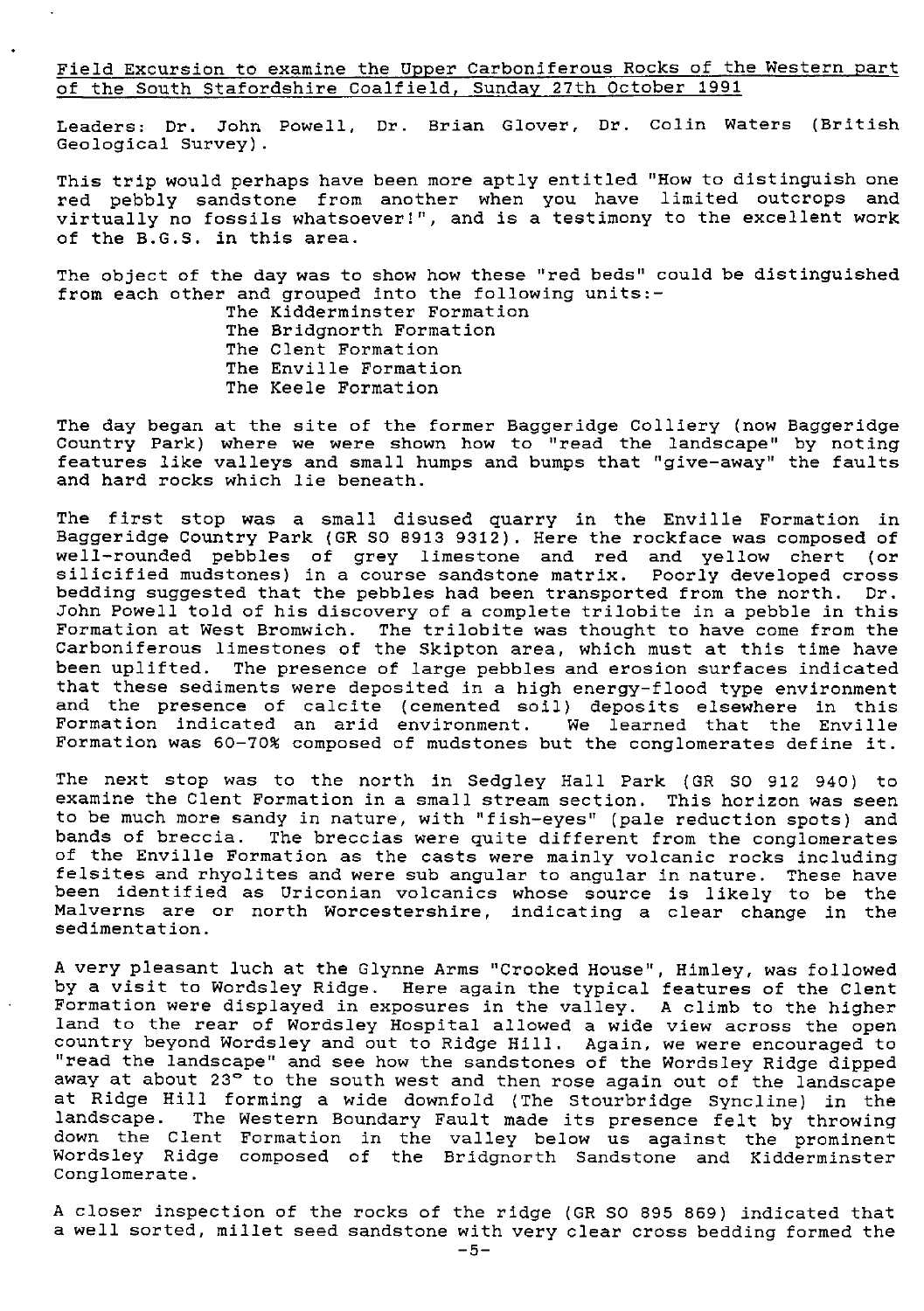Field Excursion to examine the Upper Carboniferous Rocks of the Western part of the South Stafordshire Coalfield, Sunday 27th October 1991

Leaders: Dr. John Powell, Dr. Brian Glover, Dr. Colin Waters (British Geological Survey).

This trip would perhaps have been more aptly entitled "How to distinguish one red pebbly sandstone from another when you have limited outcrops and virtually no fossils whatsoever!", and is a testimony to the excellent work of the B.G.S. in this area.

The object of the day was to show how these "red beds" could be distinguished from each other and grouped into the following units:-

The Kidderminster Formation
The Bridgnorth Formation
The Clent Formation
The Enville Formation
The Keele Formation

The day began at the site of the former Baggeridge Colliery (now Baggeridge Country Park) where we were shown how to "read the landscape" by noting features like valleys and small humps and bumps that "give-away" the faults and hard rocks which lie beneath.

The first stop was a small disused quarry in the Enville Formation in Baggeridge Country Park (GR SO 8913 9312). Here the rockface was composed of well-rounded pebbles of grey limestone and red and yellow chert (or silicified mudstones) in a course sandstone matrix. Poorly developed cross bedding suggested that the pebbles had been transported from the north. Dr. John Powell told of his discovery of a complete trilobite in a pebble in this Formation at West Bromwich. The trilobite was thought to have come from the Carboniferous limestones of the Skipton area, which must at this time have been uplifted. The presence of large pebbles and erosion surfaces indicated that these sediments were deposited in a high energy-flood type environment and the presence of calcite (cemented soil) deposits elsewhere in this Formation indicated an arid environment. We learned that the Enville Formation was 60-70% composed of mudstones but the conglomerates define it.

The next stop was to the north in Sedgley Hall Park (GR SO 912 940) to examine the Clent Formation in a small stream section. This horizon was seen to be much more sandy in nature, with "fish-eyes" (pale reduction spots) and bands of breccia. The breccias were quite different from the conglomerates of the Enville Formation as the casts were mainly volcanic rocks including felsites and rhyolites and were sub angular to angular in nature. These have been identified as Uriconian volcanics whose source is likely to be the Malverns are or north Worcestershire, indicating a clear change in the sedimentation.

A very pleasant luch at the Glynne Arms "Crooked House", Himley, was followed by a visit to Wordsley Ridge. Here again the typical features of the Clent Formation were displayed in exposures in the valley. A climb to the higher land to the rear of Wordsley Hospital allowed a wide view across the open country beyond Wordsley and out to Ridge Hill. Again, we were encouraged to "read the landscape" and see how the sandstones of the Wordsley Ridge dipped away at about 23° to the south west and then rose again out of the landscape at Ridge Hill forming a wide downfold (The Stourbridge Syncline) in the landscape. The Western Boundary Fault made its presence felt by throwing down the Clent Formation in the valley below us against the prominent Wordsley Ridge composed of the Bridgnorth Sandstone and Kidderminster Conglomerate.

A closer inspection of the rocks of the ridge (GR SO 895 869) indicated that a well sorted, millet seed sandstone with very clear cross bedding formed the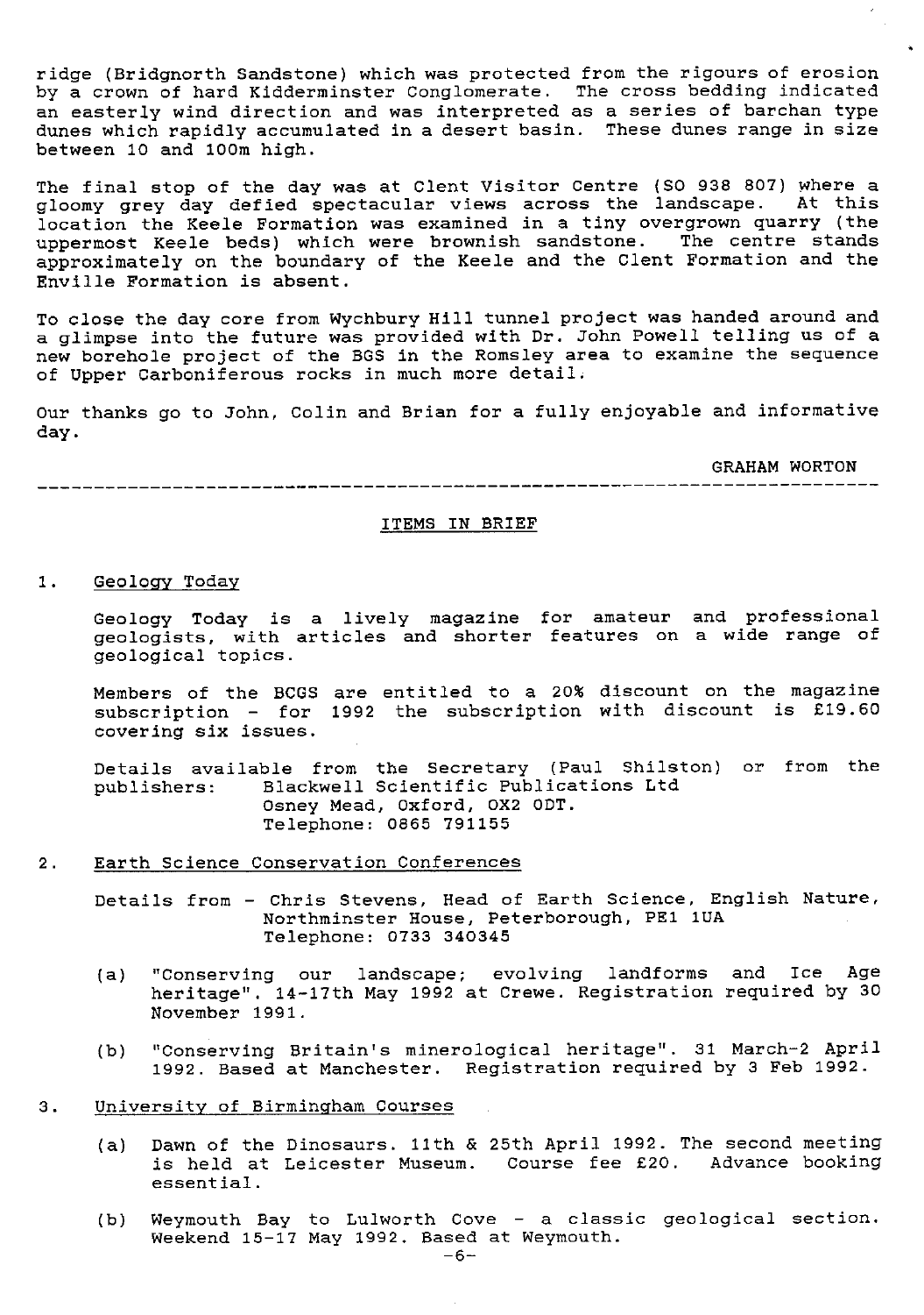ridge (Bridgnorth Sandstone) which was protected from the rigours of erosion by a crown of hard Kidderminster Conglomerate. The cross bedding indicated an easterly wind direction and was interpreted as a series of barchan type dunes which rapidly accumulated in a desert basin. These dunes range in size between 10 and 100m high.

The final stop of the day was at Clent Visitor Centre (SO 938 807) where a gloomy grey day defied spectacular views across the landscape. At this location the Keele Formation was examined in a tiny overgrown quarry (the uppermost Keele beds) which were brownish sandstone. The centre stands approximately on the boundary of the Keele and the Clent Formation and the Enville Formation is absent.

To close the day core from Wychbury Hill tunnel project was handed around and a glimpse into the future was provided with Dr. John Powell telling us of a new borehole project of the BGS in the Romsley area to examine the sequence of Upper Carboniferous rocks in much more detail.

Our thanks go to John, Colin and Brian for a fully enjoyable and informative day.

GRAHAM WORTON

---

## ITEMS IN BRIEF

### 1. Geology Today

Geology Today is a lively magazine for amateur and professional geologists, with articles and shorter features on a wide range of geological topics.

Members of the BCGS are entitled to a 20% discount on the magazine subscription - for 1992 the subscription with discount is £19.60 covering six issues.

Details available from the Secretary (Paul Shilston) or from the publishers: Blackwell Scientific Publications Ltd
Osney Mead, Oxford, OX2 0DT.
Telephone: 0865 791155

### 2. Earth Science Conservation Conferences

Details from - Chris Stevens, Head of Earth Science, English Nature,
Northminster House, Peterborough, PE1 1UA
Telephone: 0733 340345

(a) "Conserving our landscape; evolving landforms and Ice Age heritage". 14-17th May 1992 at Crewe. Registration required by 30 November 1991.

(b) "Conserving Britain's minerological heritage". 31 March-2 April 1992. Based at Manchester. Registration required by 3 Feb 1992.

### 3. University of Birmingham Courses

(a) Dawn of the Dinosaurs. 11th & 25th April 1992. The second meeting is held at Leicester Museum. Course fee £20. Advance booking essential.

(b) Weymouth Bay to Lulworth Cove - a classic geological section. Weekend 15-17 May 1992. Based at Weymouth.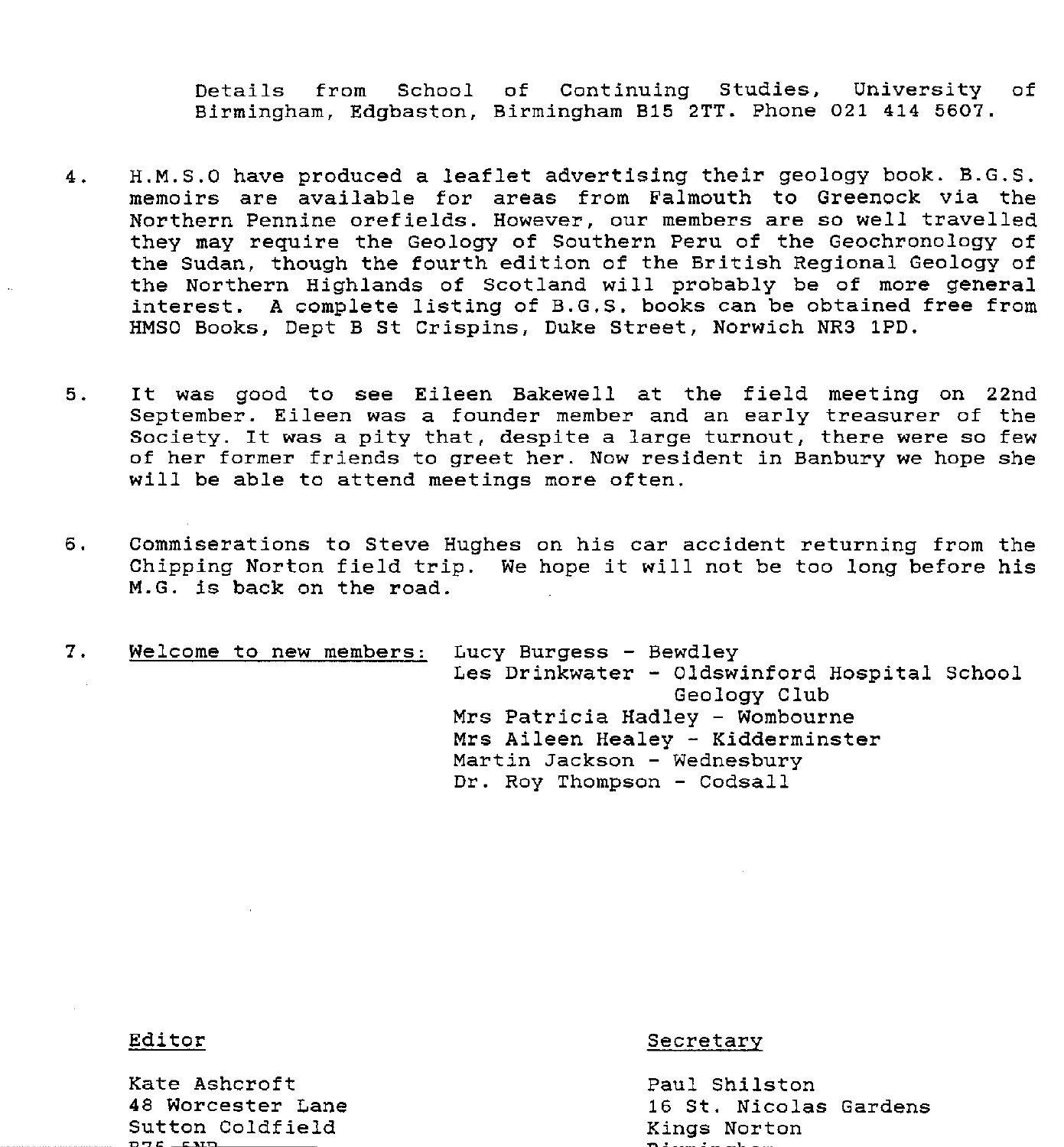Details from School of Continuing Studies, University of Birmingham, Edgbaston, Birmingham B15 2TT. Phone 021 414 5607.

4. H.M.S.O have produced a leaflet advertising their geology book. B.G.S. memoirs are available for areas from Falmouth to Greenock via the Northern Pennine orefields. However, our members are so well travelled they may require the Geology of Southern Peru of the Geochronology of the Sudan, though the fourth edition of the British Regional Geology of the Northern Highlands of Scotland will probably be of more general interest. A complete listing of B.G.S. books can be obtained free from HMSO Books, Dept B St Crispins, Duke Street, Norwich NR3 1PD.

5. It was good to see Eileen Bakewell at the field meeting on 22nd September. Eileen was a founder member and an early treasurer of the Society. It was a pity that, despite a large turnout, there were so few of her former friends to greet her. Now resident in Banbury we hope she will be able to attend meetings more often.

6. Commiserations to Steve Hughes on his car accident returning from the Chipping Norton field trip. We hope it will not be too long before his M.G. is back on the road.

7. <u>Welcome to new members:</u>
   - Lucy Burgess - Bewdley
   - Les Drinkwater - Oldswinford Hospital School Geology Club
   - Mrs Patricia Hadley - Wombourne
   - Mrs Aileen Healey - Kidderminster
   - Martin Jackson - Wednesbury
   - Dr. Roy Thompson - Codsall

<u>Editor</u>

Kate Ashcroft
48 Worcester Lane
Sutton Coldfield
B75 5NB

<u>Secretary</u>

Paul Shilston
16 St. Nicolas Gardens
Kings Norton
Birmingham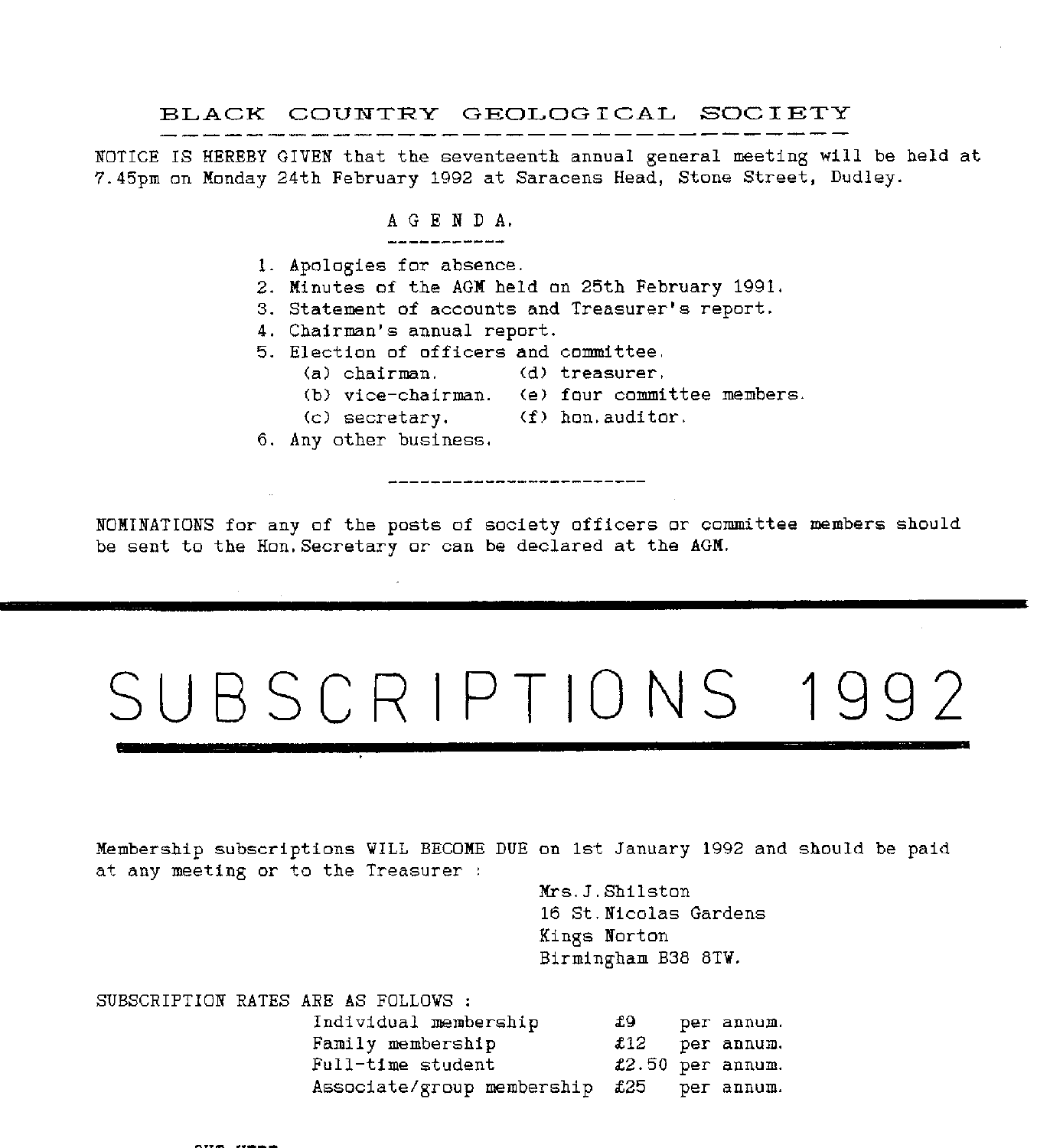# BLACK COUNTRY GEOLOGICAL SOCIETY

NOTICE IS HEREBY GIVEN that the seventeenth annual general meeting will be held at 7.45pm on Monday 24th February 1992 at Saracens Head, Stone Street, Dudley.

## AGENDA.

1. Apologies for absence.
2. Minutes of the AGM held on 25th February 1991.
3. Statement of accounts and Treasurer's report.
4. Chairman's annual report.
5. Election of officers and committee.
   - (a) chairman.
   - (b) vice-chairman.
   - (c) secretary.
   - (d) treasurer.
   - (e) four committee members.
   - (f) hon.auditor.
6. Any other business.

---

NOMINATIONS for any of the posts of society officers or committee members should be sent to the Hon.Secretary or can be declared at the AGM.

---

# SUBSCRIPTIONS 1992

Membership subscriptions WILL BECOME DUE on 1st January 1992 and should be paid at any meeting or to the Treasurer :

Mrs.J.Shilston  
16 St.Nicolas Gardens  
Kings Norton  
Birmingham B38 8TW.

SUBSCRIPTION RATES ARE AS FOLLOWS :

| | |
|---|---|
| Individual membership | £9 per annum. |
| Family membership | £12 per annum. |
| Full-time student | £2.50 per annum. |
| Associate/group membership | £25 per annum. |